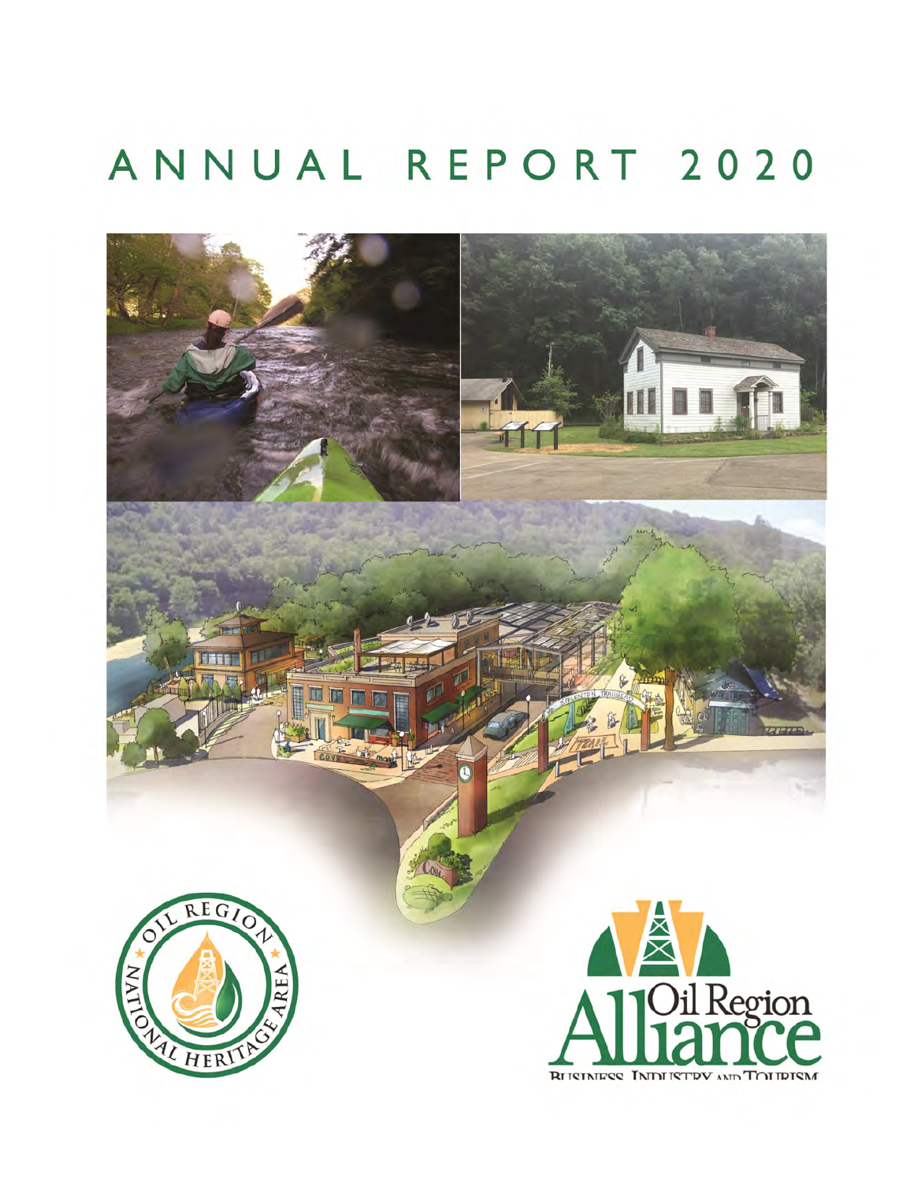# ANNUAL REPORT 2020

OIL REGION NATIONAL HERITAGE AREA

Oil Region Alliance

BUSINESS, INDUSTRY AND TOURISM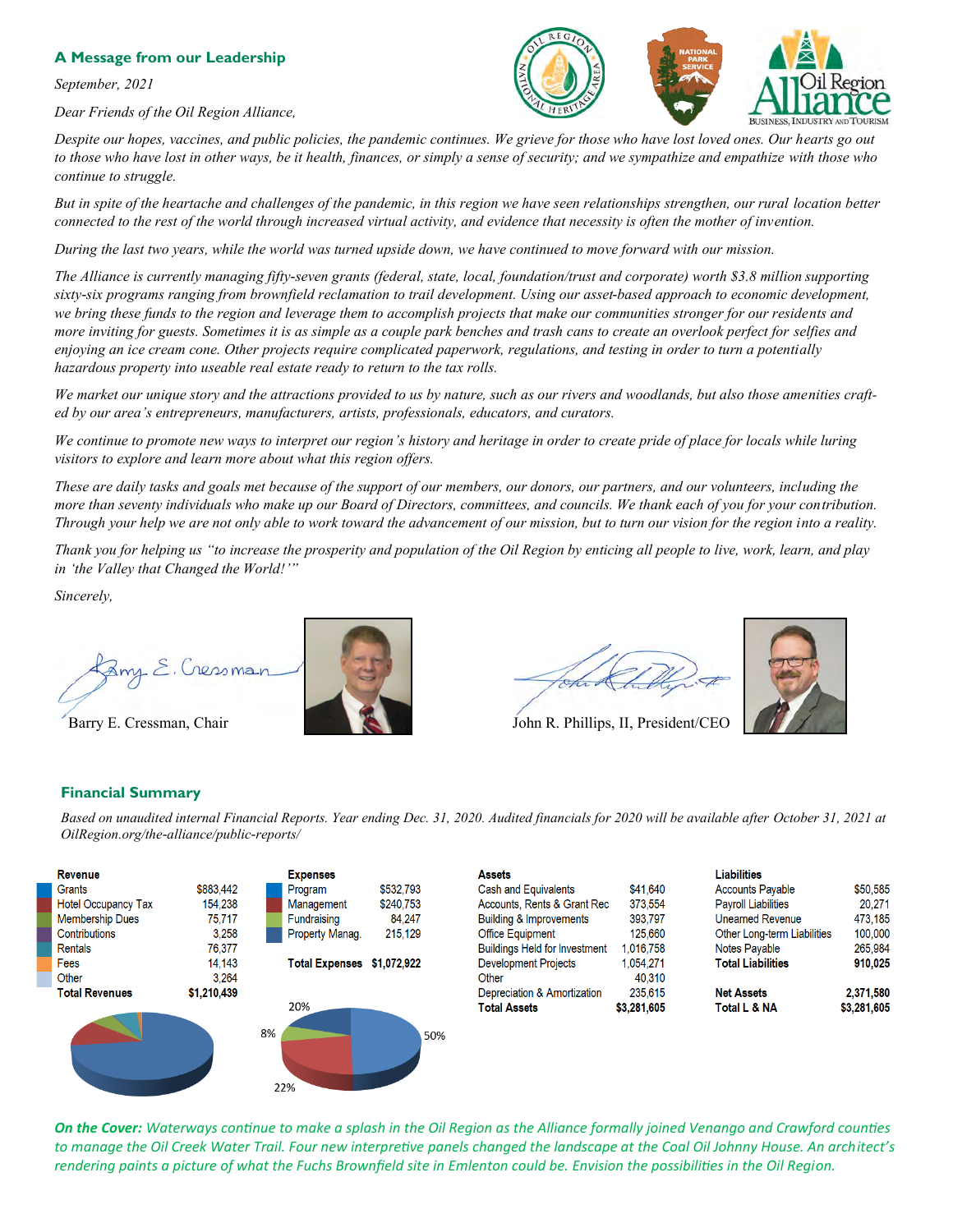## A Message from our Leadership

*September, 2021*

*Dear Friends of the Oil Region Alliance,*

*Despite our hopes, vaccines, and public policies, the pandemic continues. We grieve for those who have lost loved ones. Our hearts go out to those who have lost in other ways, be it health, finances, or simply a sense of security; and we sympathize and empathize with those who continue to struggle.*

*But in spite of the heartache and challenges of the pandemic, in this region we have seen relationships strengthen, our rural location better connected to the rest of the world through increased virtual activity, and evidence that necessity is often the mother of invention.*

*During the last two years, while the world was turned upside down, we have continued to move forward with our mission.*

*The Alliance is currently managing fifty-seven grants (federal, state, local, foundation/trust and corporate) worth $3.8 million supporting sixty-six programs ranging from brownfield reclamation to trail development. Using our asset-based approach to economic development, we bring these funds to the region and leverage them to accomplish projects that make our communities stronger for our residents and more inviting for guests. Sometimes it is as simple as a couple park benches and trash cans to create an overlook perfect for selfies and enjoying an ice cream cone. Other projects require complicated paperwork, regulations, and testing in order to turn a potentially hazardous property into useable real estate ready to return to the tax rolls.*

*We market our unique story and the attractions provided to us by nature, such as our rivers and woodlands, but also those amenities crafted by our area's entrepreneurs, manufacturers, artists, professionals, educators, and curators.*

*We continue to promote new ways to interpret our region's history and heritage in order to create pride of place for locals while luring visitors to explore and learn more about what this region offers.*

*These are daily tasks and goals met because of the support of our members, our donors, our partners, and our volunteers, including the more than seventy individuals who make up our Board of Directors, committees, and councils. We thank each of you for your contribution. Through your help we are not only able to work toward the advancement of our mission, but to turn our vision for the region into a reality.*

*Thank you for helping us "to increase the prosperity and population of the Oil Region by enticing all people to live, work, learn, and play in 'the Valley that Changed the World!'"*

*Sincerely,*

Barry E. Cressman, Chair

John R. Phillips, II, President/CEO

## Financial Summary

*Based on unaudited internal Financial Reports. Year ending Dec. 31, 2020. Audited financials for 2020 will be available after October 31, 2021 at OilRegion.org/the-alliance/public-reports/*

| Revenue | |
|---|---|
| Grants | $883,442 |
| Hotel Occupancy Tax | 154,238 |
| Membership Dues | 75,717 |
| Contributions | 3,258 |
| Rentals | 76,377 |
| Fees | 14,143 |
| Other | 3,264 |
| **Total Revenues** | **$1,210,439** |

| Expenses | |
|---|---|
| Program | $532,793 |
| Management | $240,753 |
| Fundraising | 84,247 |
| Property Manag. | 215,129 |
| **Total Expenses** | **$1,072,922** |

Program 50%, Management 22%, Fundraising 8%, Property Manag. 20%

| Assets | |
|---|---|
| Cash and Equivalents | $41,640 |
| Accounts, Rents & Grant Rec | 373,554 |
| Building & Improvements | 393,797 |
| Office Equipment | 125,660 |
| Buildings Held for Investment | 1,016,758 |
| Development Projects | 1,054,271 |
| Other | 40,310 |
| Depreciation & Amortization | 235,615 |
| **Total Assets** | **$3,281,605** |

| Liabilities | |
|---|---|
| Accounts Payable | $50,585 |
| Payroll Liabilities | 20,271 |
| Unearned Revenue | 473,185 |
| Other Long-term Liabilities | 100,000 |
| Notes Payable | 265,984 |
| **Total Liabilities** | **910,025** |
| **Net Assets** | **2,371,580** |
| **Total L & NA** | **$3,281,605** |

***On the Cover:*** *Waterways continue to make a splash in the Oil Region as the Alliance formally joined Venango and Crawford counties to manage the Oil Creek Water Trail. Four new interpretive panels changed the landscape at the Coal Oil Johnny House. An architect's rendering paints a picture of what the Fuchs Brownfield site in Emlenton could be. Envision the possibilities in the Oil Region.*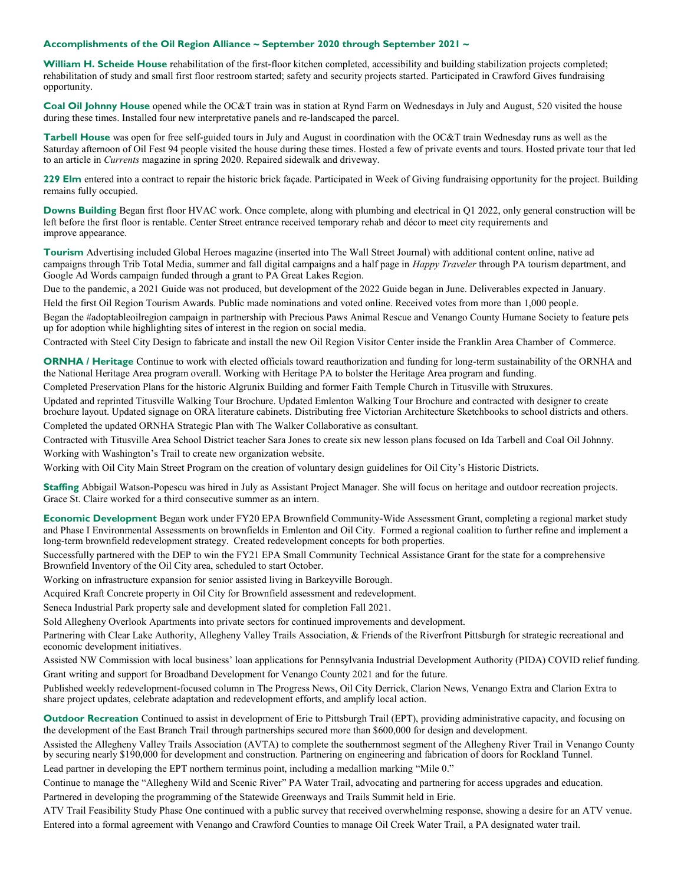### Accomplishments of the Oil Region Alliance ~ September 2020 through September 2021 ~

**William H. Scheide House** rehabilitation of the first-floor kitchen completed, accessibility and building stabilization projects completed; rehabilitation of study and small first floor restroom started; safety and security projects started. Participated in Crawford Gives fundraising opportunity.

**Coal Oil Johnny House** opened while the OC&T train was in station at Rynd Farm on Wednesdays in July and August, 520 visited the house during these times. Installed four new interpretative panels and re-landscaped the parcel.

**Tarbell House** was open for free self-guided tours in July and August in coordination with the OC&T train Wednesday runs as well as the Saturday afternoon of Oil Fest 94 people visited the house during these times. Hosted a few of private events and tours. Hosted private tour that led to an article in *Currents* magazine in spring 2020. Repaired sidewalk and driveway.

**229 Elm** entered into a contract to repair the historic brick façade. Participated in Week of Giving fundraising opportunity for the project. Building remains fully occupied.

**Downs Building** Began first floor HVAC work. Once complete, along with plumbing and electrical in Q1 2022, only general construction will be left before the first floor is rentable. Center Street entrance received temporary rehab and décor to meet city requirements and improve appearance.

**Tourism** Advertising included Global Heroes magazine (inserted into The Wall Street Journal) with additional content online, native ad campaigns through Trib Total Media, summer and fall digital campaigns and a half page in *Happy Traveler* through PA tourism department, and Google Ad Words campaign funded through a grant to PA Great Lakes Region.

Due to the pandemic, a 2021 Guide was not produced, but development of the 2022 Guide began in June. Deliverables expected in January.

Held the first Oil Region Tourism Awards. Public made nominations and voted online. Received votes from more than 1,000 people.

Began the #adoptableoilregion campaign in partnership with Precious Paws Animal Rescue and Venango County Humane Society to feature pets up for adoption while highlighting sites of interest in the region on social media.

Contracted with Steel City Design to fabricate and install the new Oil Region Visitor Center inside the Franklin Area Chamber of Commerce.

**ORNHA / Heritage** Continue to work with elected officials toward reauthorization and funding for long-term sustainability of the ORNHA and the National Heritage Area program overall. Working with Heritage PA to bolster the Heritage Area program and funding.

Completed Preservation Plans for the historic Algrunix Building and former Faith Temple Church in Titusville with Struxures.

Updated and reprinted Titusville Walking Tour Brochure. Updated Emlenton Walking Tour Brochure and contracted with designer to create brochure layout. Updated signage on ORA literature cabinets. Distributing free Victorian Architecture Sketchbooks to school districts and others.

Completed the updated ORNHA Strategic Plan with The Walker Collaborative as consultant.

Contracted with Titusville Area School District teacher Sara Jones to create six new lesson plans focused on Ida Tarbell and Coal Oil Johnny.

Working with Washington's Trail to create new organization website.

Working with Oil City Main Street Program on the creation of voluntary design guidelines for Oil City's Historic Districts.

**Staffing** Abbigail Watson-Popescu was hired in July as Assistant Project Manager. She will focus on heritage and outdoor recreation projects. Grace St. Claire worked for a third consecutive summer as an intern.

**Economic Development** Began work under FY20 EPA Brownfield Community-Wide Assessment Grant, completing a regional market study and Phase I Environmental Assessments on brownfields in Emlenton and Oil City. Formed a regional coalition to further refine and implement a long-term brownfield redevelopment strategy. Created redevelopment concepts for both properties.

Successfully partnered with the DEP to win the FY21 EPA Small Community Technical Assistance Grant for the state for a comprehensive Brownfield Inventory of the Oil City area, scheduled to start October.

Working on infrastructure expansion for senior assisted living in Barkeyville Borough.

Acquired Kraft Concrete property in Oil City for Brownfield assessment and redevelopment.

Seneca Industrial Park property sale and development slated for completion Fall 2021.

Sold Allegheny Overlook Apartments into private sectors for continued improvements and development.

Partnering with Clear Lake Authority, Allegheny Valley Trails Association, & Friends of the Riverfront Pittsburgh for strategic recreational and economic development initiatives.

Assisted NW Commission with local business' loan applications for Pennsylvania Industrial Development Authority (PIDA) COVID relief funding.

Grant writing and support for Broadband Development for Venango County 2021 and for the future.

Published weekly redevelopment-focused column in The Progress News, Oil City Derrick, Clarion News, Venango Extra and Clarion Extra to share project updates, celebrate adaptation and redevelopment efforts, and amplify local action.

**Outdoor Recreation** Continued to assist in development of Erie to Pittsburgh Trail (EPT), providing administrative capacity, and focusing on the development of the East Branch Trail through partnerships secured more than $600,000 for design and development.

Assisted the Allegheny Valley Trails Association (AVTA) to complete the southernmost segment of the Allegheny River Trail in Venango County by securing nearly $190,000 for development and construction. Partnering on engineering and fabrication of doors for Rockland Tunnel.

Lead partner in developing the EPT northern terminus point, including a medallion marking "Mile 0."

Continue to manage the "Allegheny Wild and Scenic River" PA Water Trail, advocating and partnering for access upgrades and education.

Partnered in developing the programming of the Statewide Greenways and Trails Summit held in Erie.

ATV Trail Feasibility Study Phase One continued with a public survey that received overwhelming response, showing a desire for an ATV venue.

Entered into a formal agreement with Venango and Crawford Counties to manage Oil Creek Water Trail, a PA designated water trail.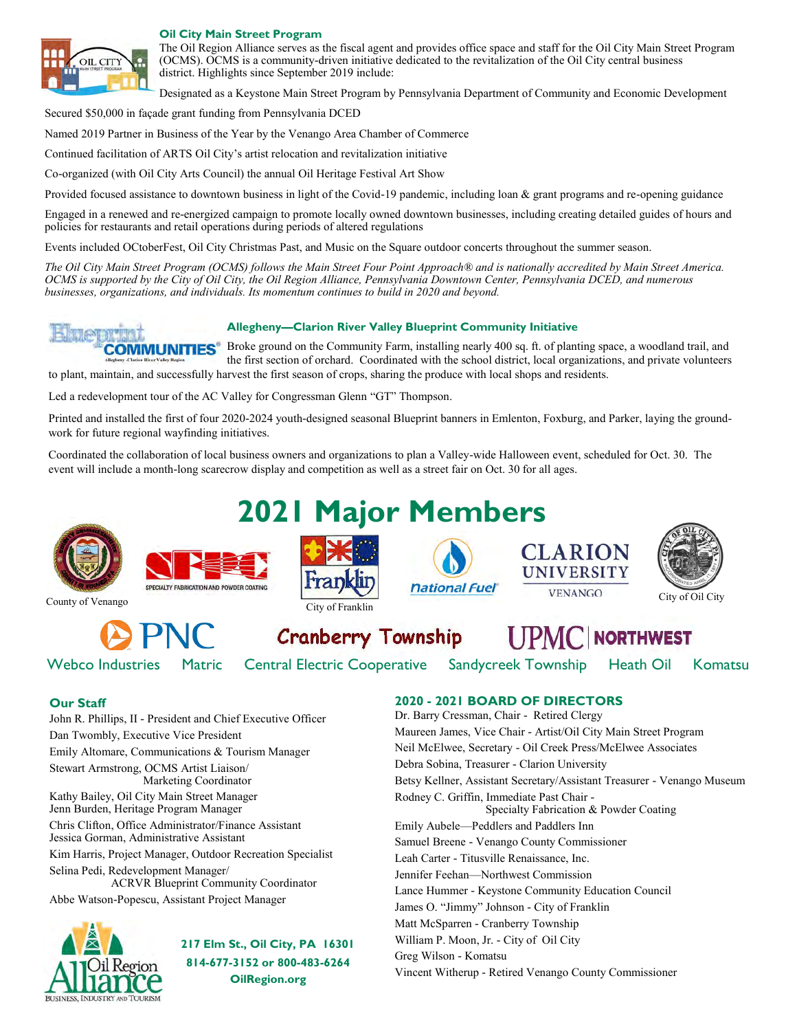## Oil City Main Street Program

The Oil Region Alliance serves as the fiscal agent and provides office space and staff for the Oil City Main Street Program (OCMS). OCMS is a community-driven initiative dedicated to the revitalization of the Oil City central business district. Highlights since September 2019 include:

Designated as a Keystone Main Street Program by Pennsylvania Department of Community and Economic Development

Secured $50,000 in façade grant funding from Pennsylvania DCED

Named 2019 Partner in Business of the Year by the Venango Area Chamber of Commerce

Continued facilitation of ARTS Oil City's artist relocation and revitalization initiative

Co-organized (with Oil City Arts Council) the annual Oil Heritage Festival Art Show

Provided focused assistance to downtown business in light of the Covid-19 pandemic, including loan & grant programs and re-opening guidance

Engaged in a renewed and re-energized campaign to promote locally owned downtown businesses, including creating detailed guides of hours and policies for restaurants and retail operations during periods of altered regulations

Events included OCtoberFest, Oil City Christmas Past, and Music on the Square outdoor concerts throughout the summer season.

*The Oil City Main Street Program (OCMS) follows the Main Street Four Point Approach® and is nationally accredited by Main Street America. OCMS is supported by the City of Oil City, the Oil Region Alliance, Pennsylvania Downtown Center, Pennsylvania DCED, and numerous businesses, organizations, and individuals. Its momentum continues to build in 2020 and beyond.*

## Allegheny—Clarion River Valley Blueprint Community Initiative

Broke ground on the Community Farm, installing nearly 400 sq. ft. of planting space, a woodland trail, and the first section of orchard. Coordinated with the school district, local organizations, and private volunteers to plant, maintain, and successfully harvest the first season of crops, sharing the produce with local shops and residents.

Led a redevelopment tour of the AC Valley for Congressman Glenn "GT" Thompson.

Printed and installed the first of four 2020-2024 youth-designed seasonal Blueprint banners in Emlenton, Foxburg, and Parker, laying the groundwork for future regional wayfinding initiatives.

Coordinated the collaboration of local business owners and organizations to plan a Valley-wide Halloween event, scheduled for Oct. 30. The event will include a month-long scarecrow display and competition as well as a street fair on Oct. 30 for all ages.

# 2021 Major Members

County of Venango — SFPC Specialty Fabrication and Powder Coating — City of Franklin — National Fuel — Clarion University Venango — City of Oil City

PNC — Cranberry Township — UPMC Northwest

Webco Industries — Matric — Central Electric Cooperative — Sandycreek Township — Heath Oil — Komatsu

## Our Staff

John R. Phillips, II - President and Chief Executive Officer
Dan Twombly, Executive Vice President
Emily Altomare, Communications & Tourism Manager
Stewart Armstrong, OCMS Artist Liaison/Marketing Coordinator
Kathy Bailey, Oil City Main Street Manager
Jenn Burden, Heritage Program Manager
Chris Clifton, Office Administrator/Finance Assistant
Jessica Gorman, Administrative Assistant
Kim Harris, Project Manager, Outdoor Recreation Specialist
Selina Pedi, Redevelopment Manager/ACRVR Blueprint Community Coordinator
Abbe Watson-Popescu, Assistant Project Manager

## 2020 - 2021 BOARD OF DIRECTORS

Dr. Barry Cressman, Chair - Retired Clergy
Maureen James, Vice Chair - Artist/Oil City Main Street Program
Neil McElwee, Secretary - Oil Creek Press/McElwee Associates
Debra Sobina, Treasurer - Clarion University
Betsy Kellner, Assistant Secretary/Assistant Treasurer - Venango Museum
Rodney C. Griffin, Immediate Past Chair - Specialty Fabrication & Powder Coating
Emily Aubele—Peddlers and Paddlers Inn
Samuel Breene - Venango County Commissioner
Leah Carter - Titusville Renaissance, Inc.
Jennifer Feehan—Northwest Commission
Lance Hummer - Keystone Community Education Council
James O. "Jimmy" Johnson - City of Franklin
Matt McSparren - Cranberry Township
William P. Moon, Jr. - City of Oil City
Greg Wilson - Komatsu
Vincent Witherup - Retired Venango County Commissioner

Oil Region Alliance — Business, Industry and Tourism

**217 Elm St., Oil City, PA 16301**
**814-677-3152 or 800-483-6264**
**OilRegion.org**